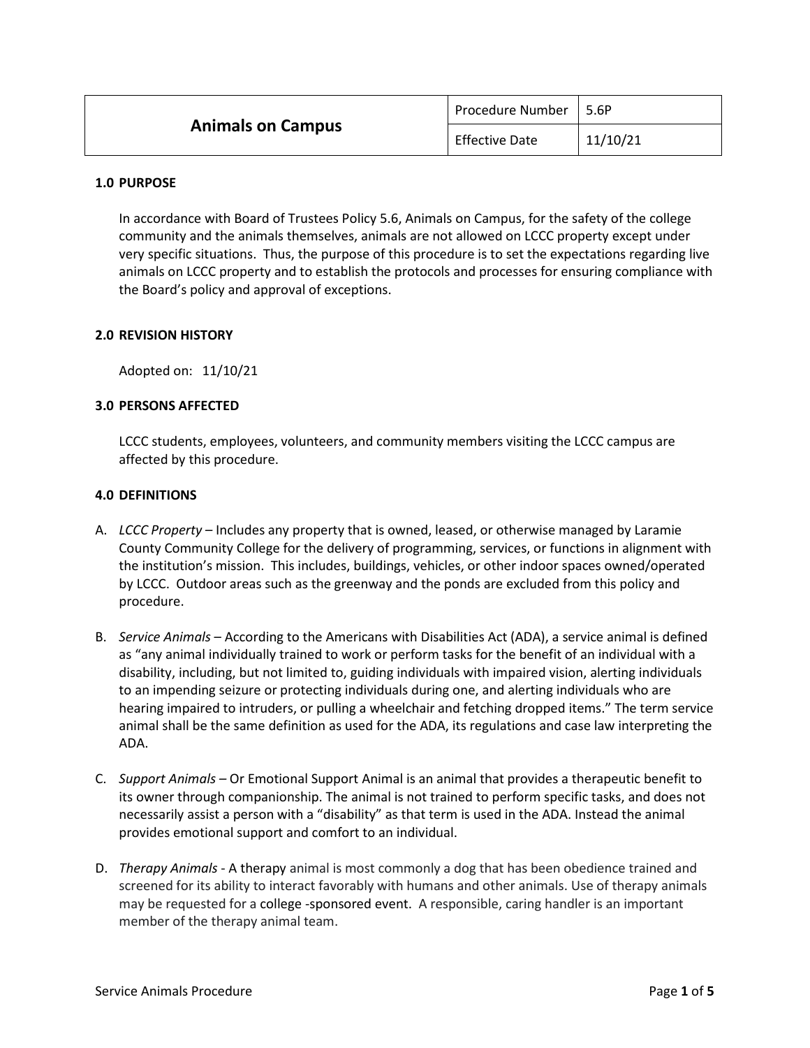| Animals on Campus | Procedure Number | 5.6P |
| --- | --- | --- |
| | Effective Date | 11/10/21 |

## 1.0 PURPOSE

In accordance with Board of Trustees Policy 5.6, Animals on Campus, for the safety of the college community and the animals themselves, animals are not allowed on LCCC property except under very specific situations. Thus, the purpose of this procedure is to set the expectations regarding live animals on LCCC property and to establish the protocols and processes for ensuring compliance with the Board's policy and approval of exceptions.

## 2.0 REVISION HISTORY

Adopted on: 11/10/21

## 3.0 PERSONS AFFECTED

LCCC students, employees, volunteers, and community members visiting the LCCC campus are affected by this procedure.

## 4.0 DEFINITIONS

A. *LCCC Property* – Includes any property that is owned, leased, or otherwise managed by Laramie County Community College for the delivery of programming, services, or functions in alignment with the institution's mission. This includes, buildings, vehicles, or other indoor spaces owned/operated by LCCC. Outdoor areas such as the greenway and the ponds are excluded from this policy and procedure.

B. *Service Animals* – According to the Americans with Disabilities Act (ADA), a service animal is defined as "any animal individually trained to work or perform tasks for the benefit of an individual with a disability, including, but not limited to, guiding individuals with impaired vision, alerting individuals to an impending seizure or protecting individuals during one, and alerting individuals who are hearing impaired to intruders, or pulling a wheelchair and fetching dropped items." The term service animal shall be the same definition as used for the ADA, its regulations and case law interpreting the ADA.

C. *Support Animals* – Or Emotional Support Animal is an animal that provides a therapeutic benefit to its owner through companionship. The animal is not trained to perform specific tasks, and does not necessarily assist a person with a "disability" as that term is used in the ADA. Instead the animal provides emotional support and comfort to an individual.

D. *Therapy Animals* - A therapy animal is most commonly a dog that has been obedience trained and screened for its ability to interact favorably with humans and other animals. Use of therapy animals may be requested for a college -sponsored event. A responsible, caring handler is an important member of the therapy animal team.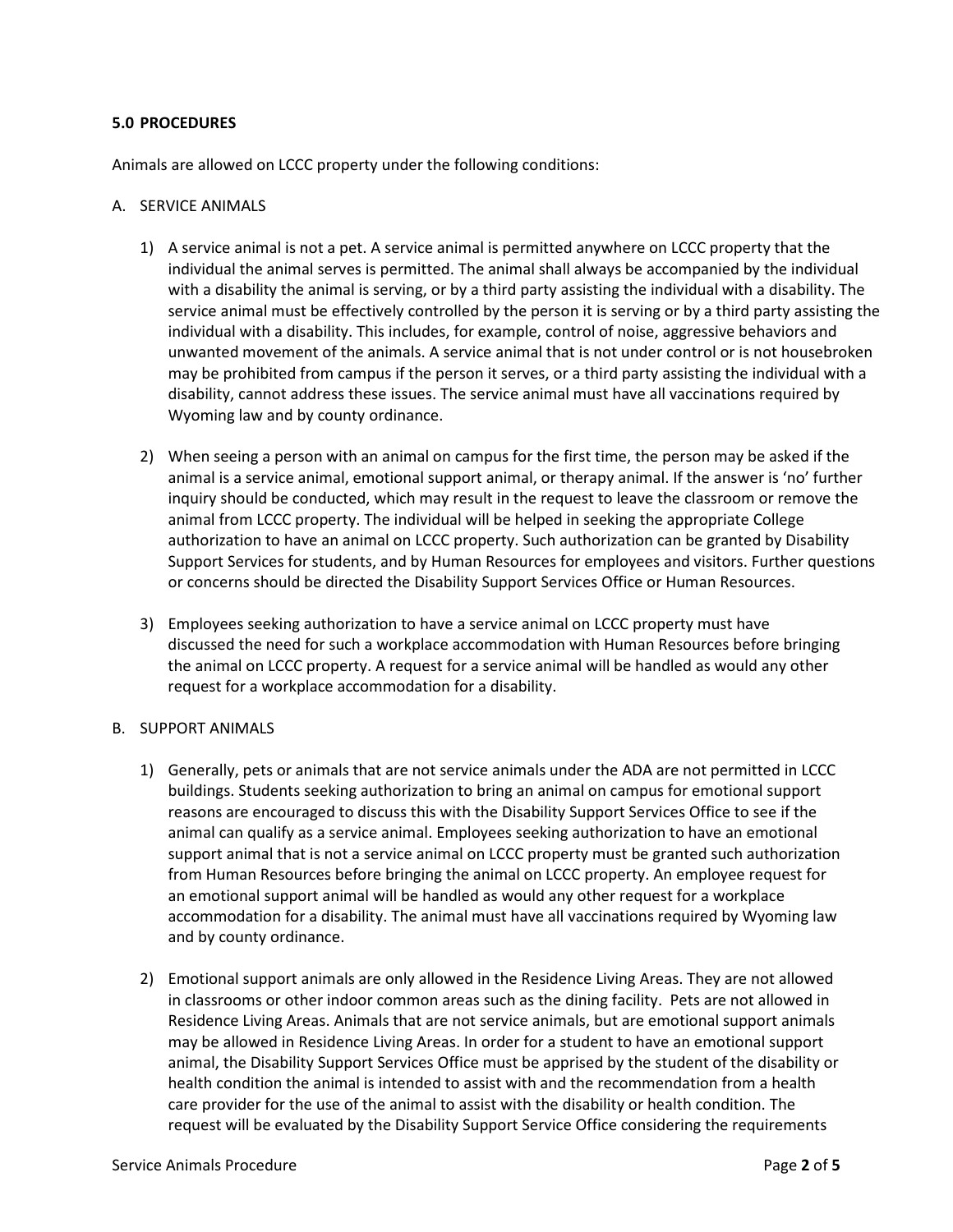### 5.0 PROCEDURES

Animals are allowed on LCCC property under the following conditions:

A. SERVICE ANIMALS

1) A service animal is not a pet. A service animal is permitted anywhere on LCCC property that the individual the animal serves is permitted. The animal shall always be accompanied by the individual with a disability the animal is serving, or by a third party assisting the individual with a disability. The service animal must be effectively controlled by the person it is serving or by a third party assisting the individual with a disability. This includes, for example, control of noise, aggressive behaviors and unwanted movement of the animals. A service animal that is not under control or is not housebroken may be prohibited from campus if the person it serves, or a third party assisting the individual with a disability, cannot address these issues. The service animal must have all vaccinations required by Wyoming law and by county ordinance.

2) When seeing a person with an animal on campus for the first time, the person may be asked if the animal is a service animal, emotional support animal, or therapy animal. If the answer is 'no' further inquiry should be conducted, which may result in the request to leave the classroom or remove the animal from LCCC property. The individual will be helped in seeking the appropriate College authorization to have an animal on LCCC property. Such authorization can be granted by Disability Support Services for students, and by Human Resources for employees and visitors. Further questions or concerns should be directed the Disability Support Services Office or Human Resources.

3) Employees seeking authorization to have a service animal on LCCC property must have discussed the need for such a workplace accommodation with Human Resources before bringing the animal on LCCC property. A request for a service animal will be handled as would any other request for a workplace accommodation for a disability.

B. SUPPORT ANIMALS

1) Generally, pets or animals that are not service animals under the ADA are not permitted in LCCC buildings. Students seeking authorization to bring an animal on campus for emotional support reasons are encouraged to discuss this with the Disability Support Services Office to see if the animal can qualify as a service animal. Employees seeking authorization to have an emotional support animal that is not a service animal on LCCC property must be granted such authorization from Human Resources before bringing the animal on LCCC property. An employee request for an emotional support animal will be handled as would any other request for a workplace accommodation for a disability. The animal must have all vaccinations required by Wyoming law and by county ordinance.

2) Emotional support animals are only allowed in the Residence Living Areas. They are not allowed in classrooms or other indoor common areas such as the dining facility. Pets are not allowed in Residence Living Areas. Animals that are not service animals, but are emotional support animals may be allowed in Residence Living Areas. In order for a student to have an emotional support animal, the Disability Support Services Office must be apprised by the student of the disability or health condition the animal is intended to assist with and the recommendation from a health care provider for the use of the animal to assist with the disability or health condition. The request will be evaluated by the Disability Support Service Office considering the requirements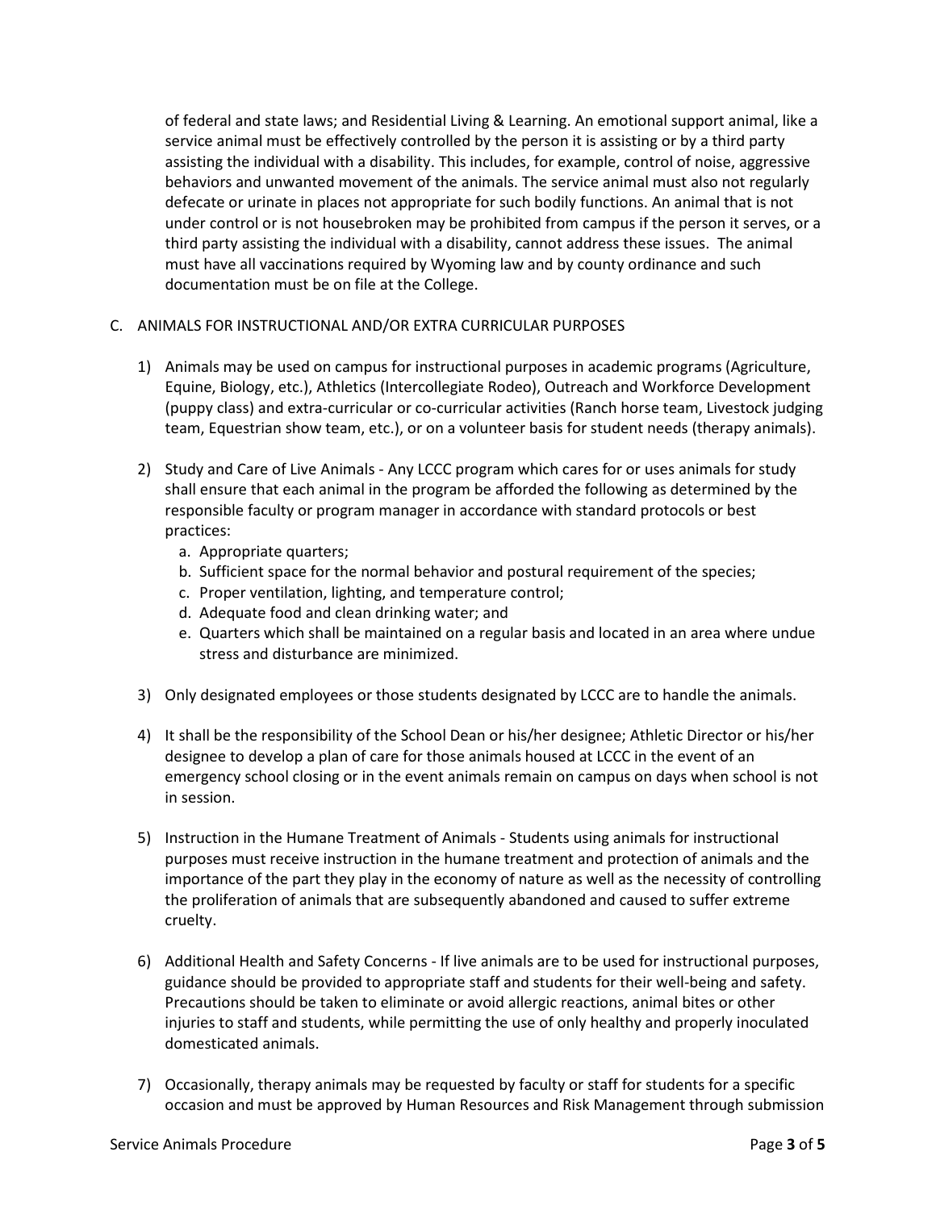of federal and state laws; and Residential Living & Learning. An emotional support animal, like a service animal must be effectively controlled by the person it is assisting or by a third party assisting the individual with a disability. This includes, for example, control of noise, aggressive behaviors and unwanted movement of the animals. The service animal must also not regularly defecate or urinate in places not appropriate for such bodily functions. An animal that is not under control or is not housebroken may be prohibited from campus if the person it serves, or a third party assisting the individual with a disability, cannot address these issues. The animal must have all vaccinations required by Wyoming law and by county ordinance and such documentation must be on file at the College.

C. ANIMALS FOR INSTRUCTIONAL AND/OR EXTRA CURRICULAR PURPOSES

1) Animals may be used on campus for instructional purposes in academic programs (Agriculture, Equine, Biology, etc.), Athletics (Intercollegiate Rodeo), Outreach and Workforce Development (puppy class) and extra-curricular or co-curricular activities (Ranch horse team, Livestock judging team, Equestrian show team, etc.), or on a volunteer basis for student needs (therapy animals).

2) Study and Care of Live Animals - Any LCCC program which cares for or uses animals for study shall ensure that each animal in the program be afforded the following as determined by the responsible faculty or program manager in accordance with standard protocols or best practices:
   a. Appropriate quarters;
   b. Sufficient space for the normal behavior and postural requirement of the species;
   c. Proper ventilation, lighting, and temperature control;
   d. Adequate food and clean drinking water; and
   e. Quarters which shall be maintained on a regular basis and located in an area where undue stress and disturbance are minimized.

3) Only designated employees or those students designated by LCCC are to handle the animals.

4) It shall be the responsibility of the School Dean or his/her designee; Athletic Director or his/her designee to develop a plan of care for those animals housed at LCCC in the event of an emergency school closing or in the event animals remain on campus on days when school is not in session.

5) Instruction in the Humane Treatment of Animals - Students using animals for instructional purposes must receive instruction in the humane treatment and protection of animals and the importance of the part they play in the economy of nature as well as the necessity of controlling the proliferation of animals that are subsequently abandoned and caused to suffer extreme cruelty.

6) Additional Health and Safety Concerns - If live animals are to be used for instructional purposes, guidance should be provided to appropriate staff and students for their well-being and safety. Precautions should be taken to eliminate or avoid allergic reactions, animal bites or other injuries to staff and students, while permitting the use of only healthy and properly inoculated domesticated animals.

7) Occasionally, therapy animals may be requested by faculty or staff for students for a specific occasion and must be approved by Human Resources and Risk Management through submission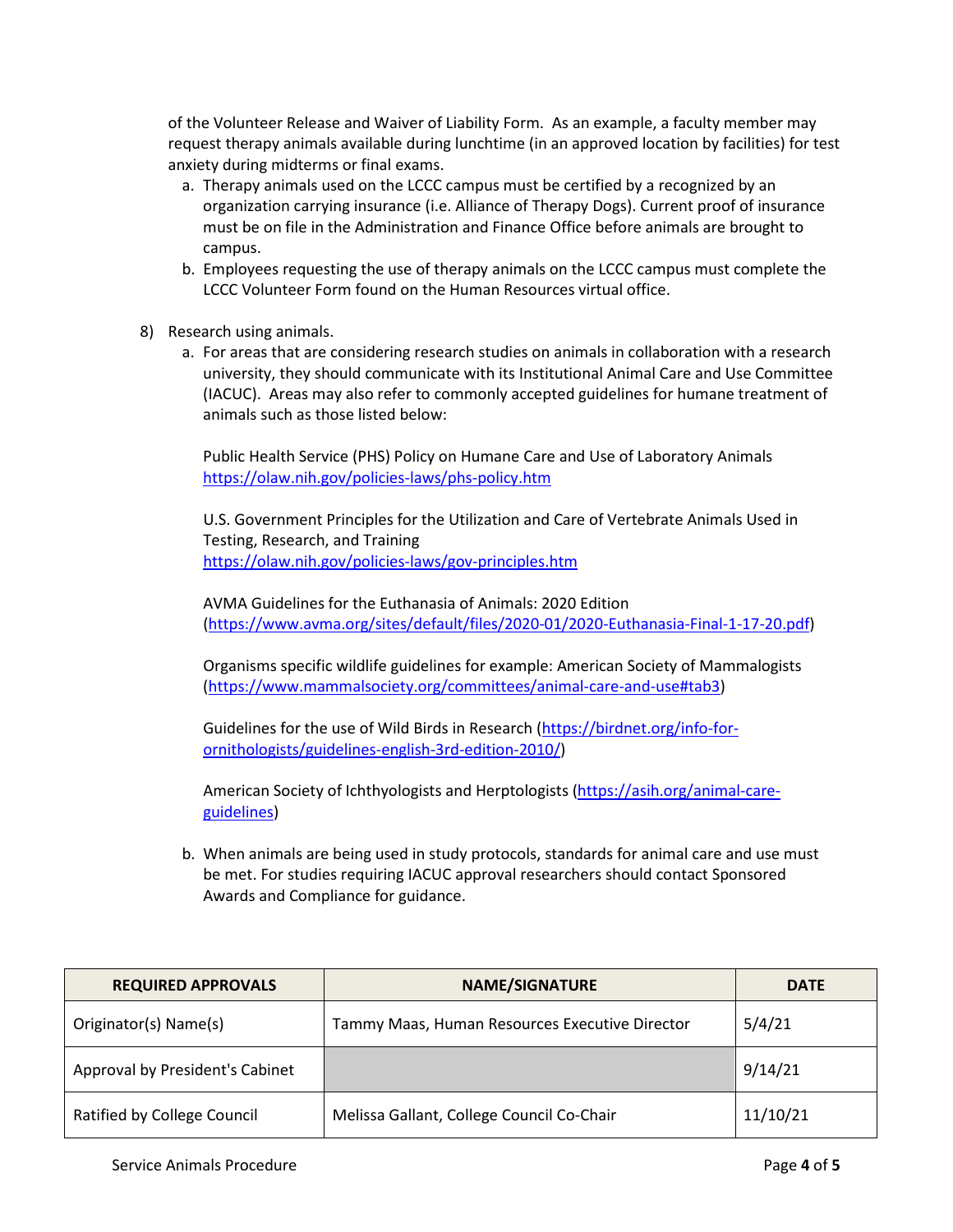of the Volunteer Release and Waiver of Liability Form. As an example, a faculty member may request therapy animals available during lunchtime (in an approved location by facilities) for test anxiety during midterms or final exams.

a. Therapy animals used on the LCCC campus must be certified by a recognized by an organization carrying insurance (i.e. Alliance of Therapy Dogs). Current proof of insurance must be on file in the Administration and Finance Office before animals are brought to campus.
b. Employees requesting the use of therapy animals on the LCCC campus must complete the LCCC Volunteer Form found on the Human Resources virtual office.

8) Research using animals.
   a. For areas that are considering research studies on animals in collaboration with a research university, they should communicate with its Institutional Animal Care and Use Committee (IACUC). Areas may also refer to commonly accepted guidelines for humane treatment of animals such as those listed below:

      Public Health Service (PHS) Policy on Humane Care and Use of Laboratory Animals
      https://olaw.nih.gov/policies-laws/phs-policy.htm

      U.S. Government Principles for the Utilization and Care of Vertebrate Animals Used in Testing, Research, and Training
      https://olaw.nih.gov/policies-laws/gov-principles.htm

      AVMA Guidelines for the Euthanasia of Animals: 2020 Edition
      (https://www.avma.org/sites/default/files/2020-01/2020-Euthanasia-Final-1-17-20.pdf)

      Organisms specific wildlife guidelines for example: American Society of Mammalogists
      (https://www.mammalsociety.org/committees/animal-care-and-use#tab3)

      Guidelines for the use of Wild Birds in Research (https://birdnet.org/info-for-ornithologists/guidelines-english-3rd-edition-2010/)

      American Society of Ichthyologists and Herptologists (https://asih.org/animal-care-guidelines)

   b. When animals are being used in study protocols, standards for animal care and use must be met. For studies requiring IACUC approval researchers should contact Sponsored Awards and Compliance for guidance.

| REQUIRED APPROVALS | NAME/SIGNATURE | DATE |
|---|---|---|
| Originator(s) Name(s) | Tammy Maas, Human Resources Executive Director | 5/4/21 |
| Approval by President's Cabinet | | 9/14/21 |
| Ratified by College Council | Melissa Gallant, College Council Co-Chair | 11/10/21 |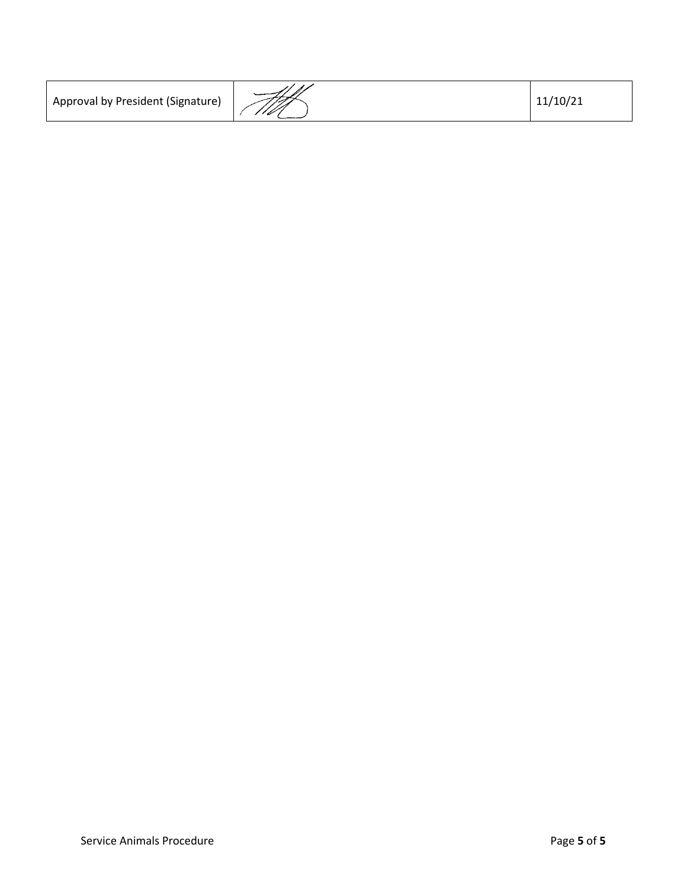| | | |
|---|---|---|
| Approval by President (Signature) | | 11/10/21 |